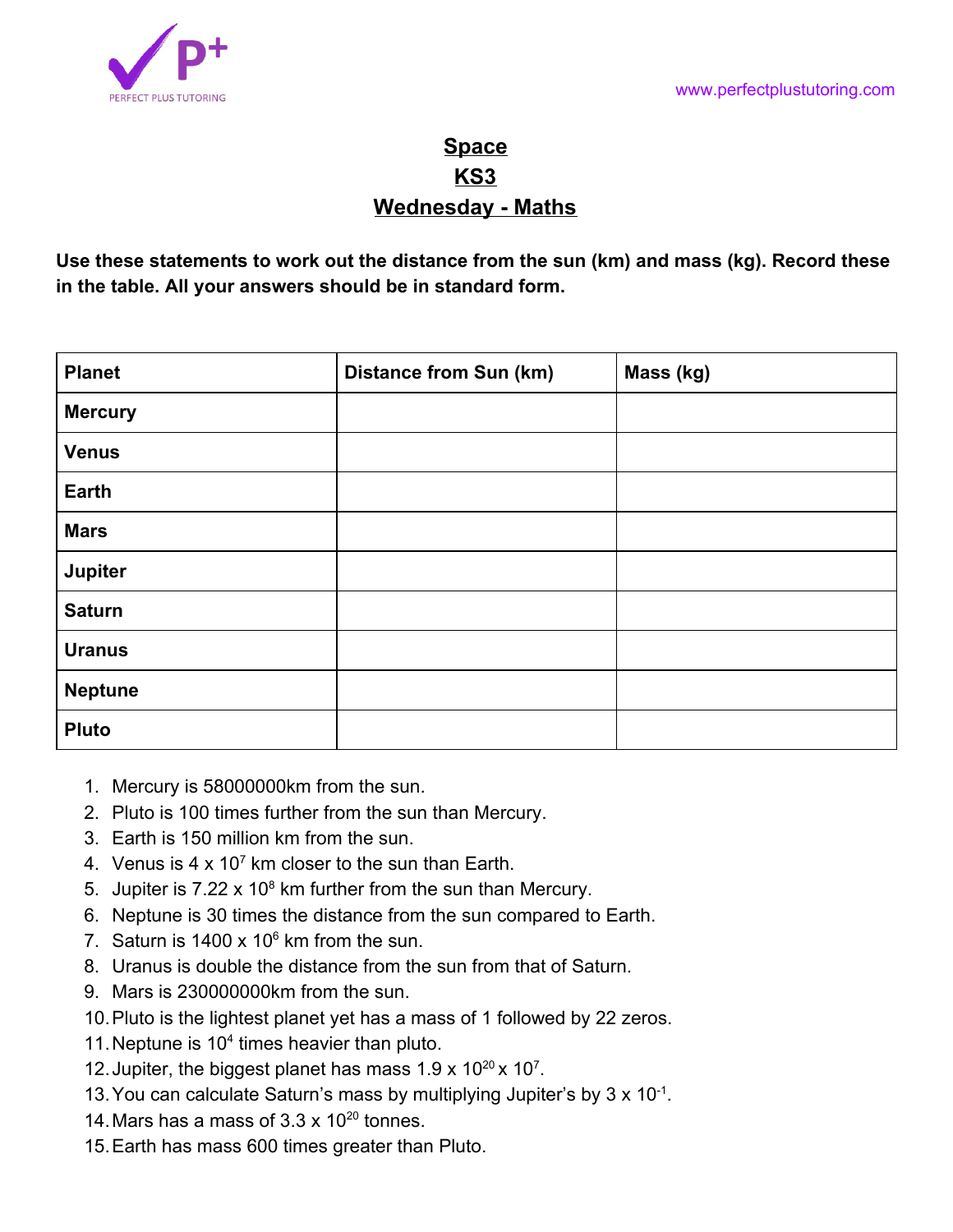# Space

## KS3

## Wednesday - Maths

**Use these statements to work out the distance from the sun (km) and mass (kg). Record these in the table. All your answers should be in standard form.**

| Planet | Distance from Sun (km) | Mass (kg) |
|---|---|---|
| **Mercury** | | |
| **Venus** | | |
| **Earth** | | |
| **Mars** | | |
| **Jupiter** | | |
| **Saturn** | | |
| **Uranus** | | |
| **Neptune** | | |
| **Pluto** | | |

1. Mercury is 58000000km from the sun.
2. Pluto is 100 times further from the sun than Mercury.
3. Earth is 150 million km from the sun.
4. Venus is $4 \times 10^7$ km closer to the sun than Earth.
5. Jupiter is $7.22 \times 10^8$ km further from the sun than Mercury.
6. Neptune is 30 times the distance from the sun compared to Earth.
7. Saturn is $1400 \times 10^6$ km from the sun.
8. Uranus is double the distance from the sun from that of Saturn.
9. Mars is 230000000km from the sun.
10. Pluto is the lightest planet yet has a mass of 1 followed by 22 zeros.
11. Neptune is $10^4$ times heavier than pluto.
12. Jupiter, the biggest planet has mass $1.9 \times 10^{20} \times 10^7$.
13. You can calculate Saturn's mass by multiplying Jupiter's by $3 \times 10^{-1}$.
14. Mars has a mass of $3.3 \times 10^{20}$ tonnes.
15. Earth has mass 600 times greater than Pluto.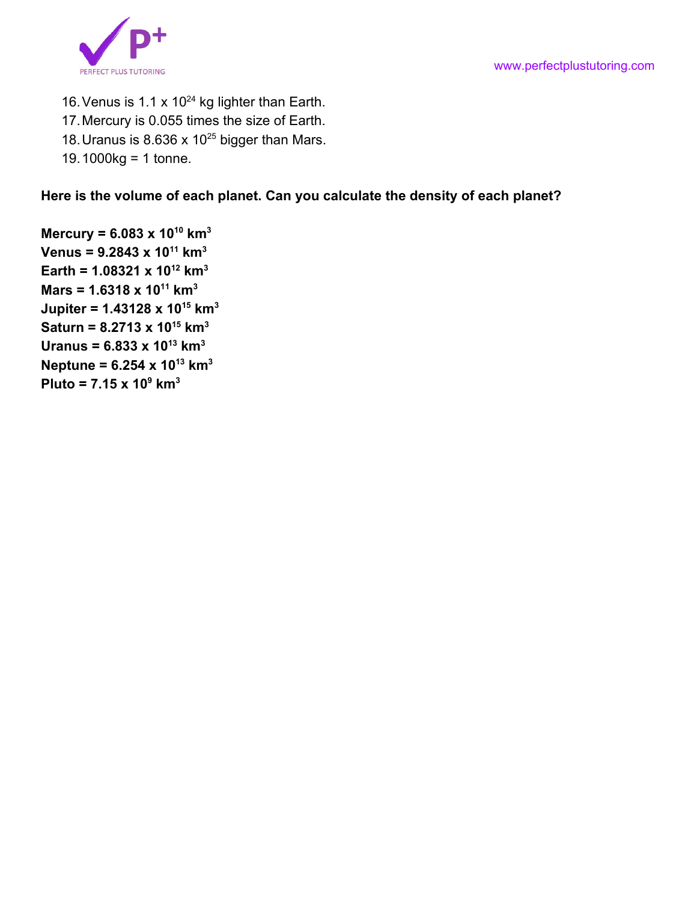16. Venus is $1.1 \times 10^{24}$ kg lighter than Earth.
17. Mercury is 0.055 times the size of Earth.
18. Uranus is $8.636 \times 10^{25}$ bigger than Mars.
19. 1000kg = 1 tonne.

**Here is the volume of each planet. Can you calculate the density of each planet?**

**Mercury = $6.083 \times 10^{10}$ km$^3$**
**Venus = $9.2843 \times 10^{11}$ km$^3$**
**Earth = $1.08321 \times 10^{12}$ km$^3$**
**Mars = $1.6318 \times 10^{11}$ km$^3$**
**Jupiter = $1.43128 \times 10^{15}$ km$^3$**
**Saturn = $8.2713 \times 10^{15}$ km$^3$**
**Uranus = $6.833 \times 10^{13}$ km$^3$**
**Neptune = $6.254 \times 10^{13}$ km$^3$**
**Pluto = $7.15 \times 10^{9}$ km$^3$**